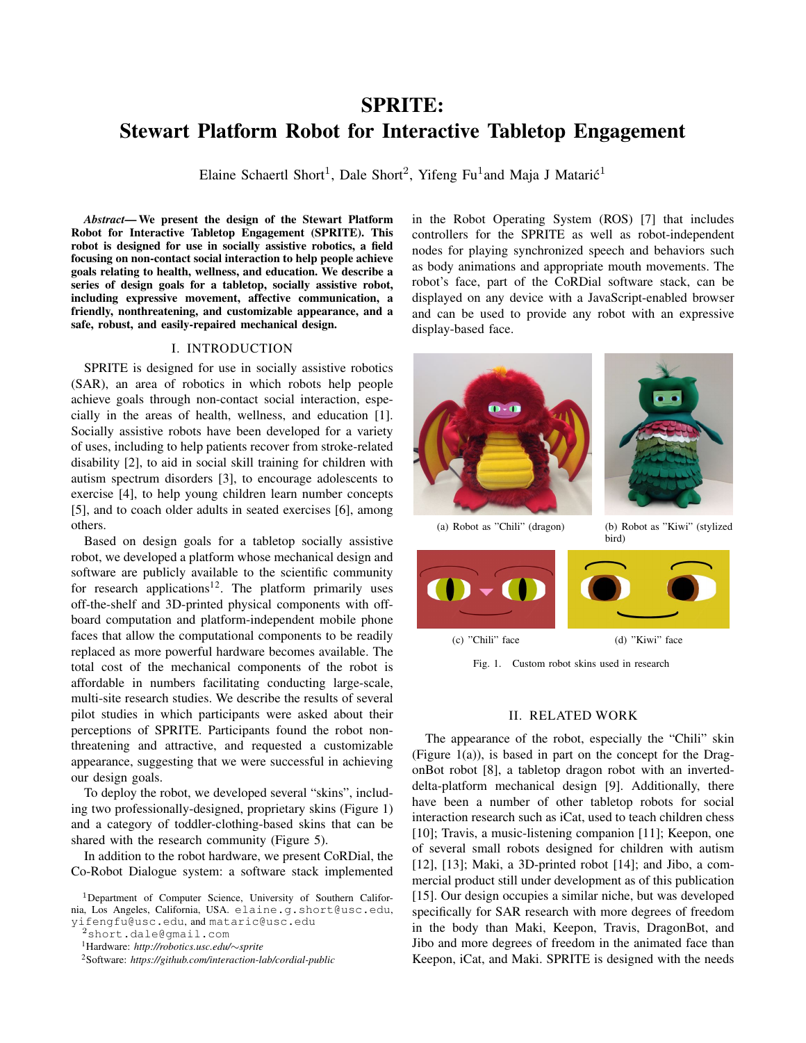# SPRITE: Stewart Platform Robot for Interactive Tabletop Engagement

Elaine Schaertl Short[1], Dale Short[2], Yifeng Fu[1] and Maja J Matarić[1]

***Abstract*— We present the design of the Stewart Platform Robot for Interactive Tabletop Engagement (SPRITE). This robot is designed for use in socially assistive robotics, a field focusing on non-contact social interaction to help people achieve goals relating to health, wellness, and education. We describe a series of design goals for a tabletop, socially assistive robot, including expressive movement, affective communication, a friendly, nonthreatening, and customizable appearance, and a safe, robust, and easily-repaired mechanical design.**

## I. INTRODUCTION

SPRITE is designed for use in socially assistive robotics (SAR), an area of robotics in which robots help people achieve goals through non-contact social interaction, especially in the areas of health, wellness, and education [1]. Socially assistive robots have been developed for a variety of uses, including to help patients recover from stroke-related disability [2], to aid in social skill training for children with autism spectrum disorders [3], to encourage adolescents to exercise [4], to help young children learn number concepts [5], and to coach older adults in seated exercises [6], among others.

Based on design goals for a tabletop socially assistive robot, we developed a platform whose mechanical design and software are publicly available to the scientific community for research applications[1,2]. The platform primarily uses off-the-shelf and 3D-printed physical components with off-board computation and platform-independent mobile phone faces that allow the computational components to be readily replaced as more powerful hardware becomes available. The total cost of the mechanical components of the robot is affordable in numbers facilitating conducting large-scale, multi-site research studies. We describe the results of several pilot studies in which participants were asked about their perceptions of SPRITE. Participants found the robot non-threatening and attractive, and requested a customizable appearance, suggesting that we were successful in achieving our design goals.

To deploy the robot, we developed several "skins", including two professionally-designed, proprietary skins (Figure 1) and a category of toddler-clothing-based skins that can be shared with the research community (Figure 5).

In addition to the robot hardware, we present CoRDial, the Co-Robot Dialogue system: a software stack implemented in the Robot Operating System (ROS) [7] that includes controllers for the SPRITE as well as robot-independent nodes for playing synchronized speech and behaviors such as body animations and appropriate mouth movements. The robot's face, part of the CoRDial software stack, can be displayed on any device with a JavaScript-enabled browser and can be used to provide any robot with an expressive display-based face.

(a) Robot as "Chili" (dragon)

(b) Robot as "Kiwi" (stylized bird)

(c) "Chili" face

(d) "Kiwi" face

Fig. 1. Custom robot skins used in research

## II. RELATED WORK

The appearance of the robot, especially the "Chili" skin (Figure 1(a)), is based in part on the concept for the DragonBot robot [8], a tabletop dragon robot with an inverted-delta-platform mechanical design [9]. Additionally, there have been a number of other tabletop robots for social interaction research such as iCat, used to teach children chess [10]; Travis, a music-listening companion [11]; Keepon, one of several small robots designed for children with autism [12], [13]; Maki, a 3D-printed robot [14]; and Jibo, a commercial product still under development as of this publication [15]. Our design occupies a similar niche, but was developed specifically for SAR research with more degrees of freedom in the body than Maki, Keepon, Travis, DragonBot, and Jibo and more degrees of freedom in the animated face than Keepon, iCat, and Maki. SPRITE is designed with the needs

---

[1]Department of Computer Science, University of Southern California, Los Angeles, California, USA. elaine.g.short@usc.edu, yifengfu@usc.edu, and mataric@usc.edu

[2]short.dale@gmail.com

[1]Hardware: *http://robotics.usc.edu/∼sprite*

[2]Software: *https://github.com/interaction-lab/cordial-public*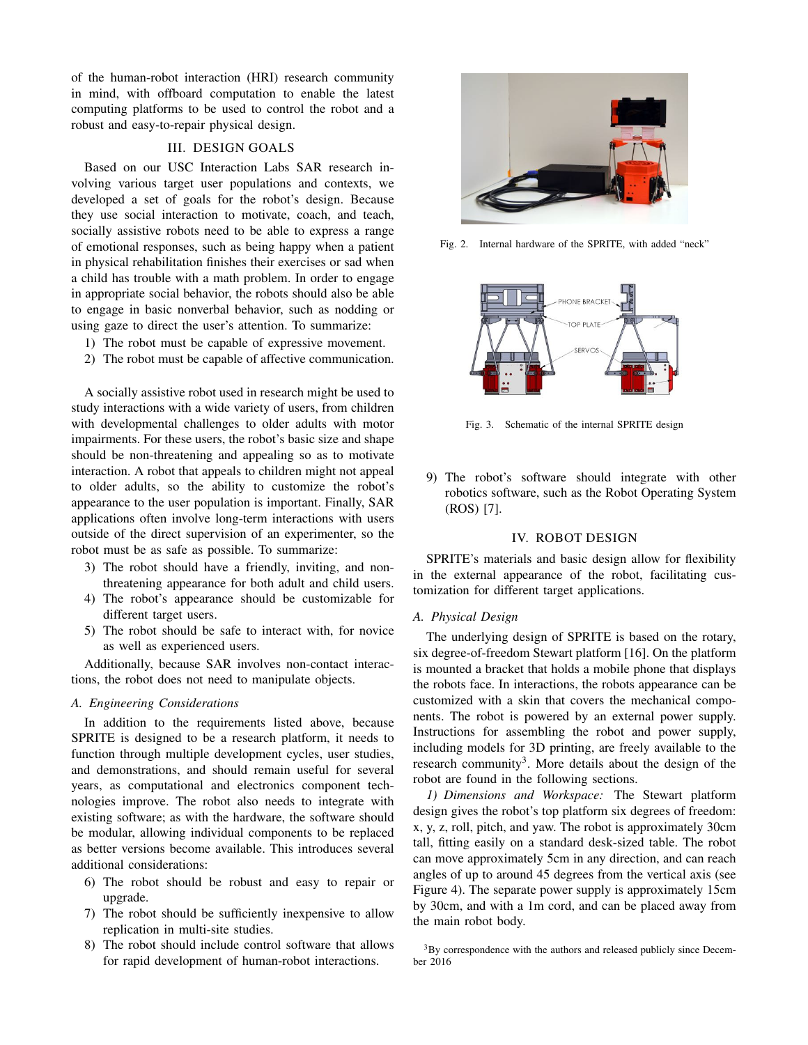of the human-robot interaction (HRI) research community in mind, with offboard computation to enable the latest computing platforms to be used to control the robot and a robust and easy-to-repair physical design.

## III. DESIGN GOALS

Based on our USC Interaction Labs SAR research involving various target user populations and contexts, we developed a set of goals for the robot's design. Because they use social interaction to motivate, coach, and teach, socially assistive robots need to be able to express a range of emotional responses, such as being happy when a patient in physical rehabilitation finishes their exercises or sad when a child has trouble with a math problem. In order to engage in appropriate social behavior, the robots should also be able to engage in basic nonverbal behavior, such as nodding or using gaze to direct the user's attention. To summarize:

1) The robot must be capable of expressive movement.
2) The robot must be capable of affective communication.

A socially assistive robot used in research might be used to study interactions with a wide variety of users, from children with developmental challenges to older adults with motor impairments. For these users, the robot's basic size and shape should be non-threatening and appealing so as to motivate interaction. A robot that appeals to children might not appeal to older adults, so the ability to customize the robot's appearance to the user population is important. Finally, SAR applications often involve long-term interactions with users outside of the direct supervision of an experimenter, so the robot must be as safe as possible. To summarize:

3) The robot should have a friendly, inviting, and non-threatening appearance for both adult and child users.
4) The robot's appearance should be customizable for different target users.
5) The robot should be safe to interact with, for novice as well as experienced users.

Additionally, because SAR involves non-contact interactions, the robot does not need to manipulate objects.

### A. Engineering Considerations

In addition to the requirements listed above, because SPRITE is designed to be a research platform, it needs to function through multiple development cycles, user studies, and demonstrations, and should remain useful for several years, as computational and electronics component technologies improve. The robot also needs to integrate with existing software; as with the hardware, the software should be modular, allowing individual components to be replaced as better versions become available. This introduces several additional considerations:

6) The robot should be robust and easy to repair or upgrade.
7) The robot should be sufficiently inexpensive to allow replication in multi-site studies.
8) The robot should include control software that allows for rapid development of human-robot interactions.
9) The robot's software should integrate with other robotics software, such as the Robot Operating System (ROS) [7].

Fig. 2. Internal hardware of the SPRITE, with added "neck"

Fig. 3. Schematic of the internal SPRITE design

## IV. ROBOT DESIGN

SPRITE's materials and basic design allow for flexibility in the external appearance of the robot, facilitating customization for different target applications.

### A. Physical Design

The underlying design of SPRITE is based on the rotary, six degree-of-freedom Stewart platform [16]. On the platform is mounted a bracket that holds a mobile phone that displays the robots face. In interactions, the robots appearance can be customized with a skin that covers the mechanical components. The robot is powered by an external power supply. Instructions for assembling the robot and power supply, including models for 3D printing, are freely available to the research community[3]. More details about the design of the robot are found in the following sections.

*1) Dimensions and Workspace:* The Stewart platform design gives the robot's top platform six degrees of freedom: x, y, z, roll, pitch, and yaw. The robot is approximately 30cm tall, fitting easily on a standard desk-sized table. The robot can move approximately 5cm in any direction, and can reach angles of up to around 45 degrees from the vertical axis (see Figure 4). The separate power supply is approximately 15cm by 30cm, and with a 1m cord, and can be placed away from the main robot body.

[3]By correspondence with the authors and released publicly since December 2016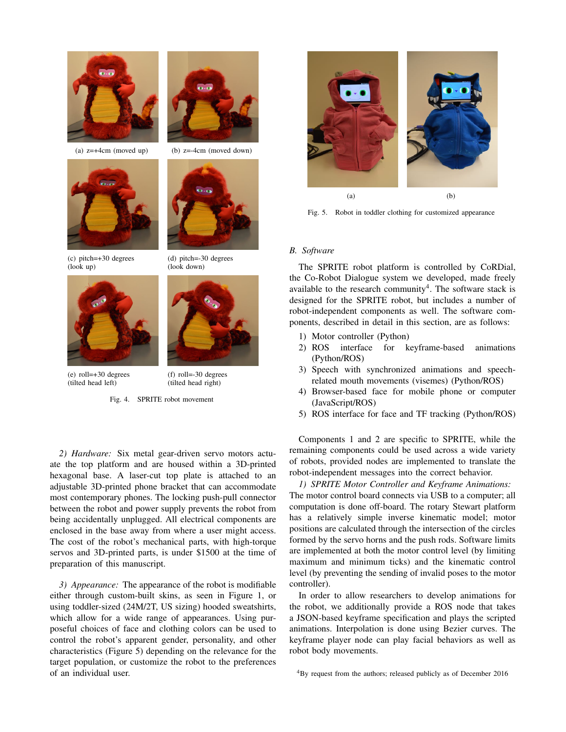(a) z=+4cm (moved up)

(b) z=-4cm (moved down)

(c) pitch=+30 degrees (look up)

(d) pitch=-30 degrees (look down)

(e) roll=+30 degrees (tilted head left)

(f) roll=-30 degrees (tilted head right)

Fig. 4. SPRITE robot movement

*2) Hardware:* Six metal gear-driven servo motors actuate the top platform and are housed within a 3D-printed hexagonal base. A laser-cut top plate is attached to an adjustable 3D-printed phone bracket that can accommodate most contemporary phones. The locking push-pull connector between the robot and power supply prevents the robot from being accidentally unplugged. All electrical components are enclosed in the base away from where a user might access. The cost of the robot's mechanical parts, with high-torque servos and 3D-printed parts, is under $1500 at the time of preparation of this manuscript.

*3) Appearance:* The appearance of the robot is modifiable either through custom-built skins, as seen in Figure 1, or using toddler-sized (24M/2T, US sizing) hooded sweatshirts, which allow for a wide range of appearances. Using purposeful choices of face and clothing colors can be used to control the robot's apparent gender, personality, and other characteristics (Figure 5) depending on the relevance for the target population, or customize the robot to the preferences of an individual user.

(a)

(b)

Fig. 5. Robot in toddler clothing for customized appearance

## B. Software

The SPRITE robot platform is controlled by CoRDial, the Co-Robot Dialogue system we developed, made freely available to the research community[4]. The software stack is designed for the SPRITE robot, but includes a number of robot-independent components as well. The software components, described in detail in this section, are as follows:

1) Motor controller (Python)
2) ROS interface for keyframe-based animations (Python/ROS)
3) Speech with synchronized animations and speech-related mouth movements (visemes) (Python/ROS)
4) Browser-based face for mobile phone or computer (JavaScript/ROS)
5) ROS interface for face and TF tracking (Python/ROS)

Components 1 and 2 are specific to SPRITE, while the remaining components could be used across a wide variety of robots, provided nodes are implemented to translate the robot-independent messages into the correct behavior.

*1) SPRITE Motor Controller and Keyframe Animations:* The motor control board connects via USB to a computer; all computation is done off-board. The rotary Stewart platform has a relatively simple inverse kinematic model; motor positions are calculated through the intersection of the circles formed by the servo horns and the push rods. Software limits are implemented at both the motor control level (by limiting maximum and minimum ticks) and the kinematic control level (by preventing the sending of invalid poses to the motor controller).

In order to allow researchers to develop animations for the robot, we additionally provide a ROS node that takes a JSON-based keyframe specification and plays the scripted animations. Interpolation is done using Bezier curves. The keyframe player node can play facial behaviors as well as robot body movements.

[4]By request from the authors; released publicly as of December 2016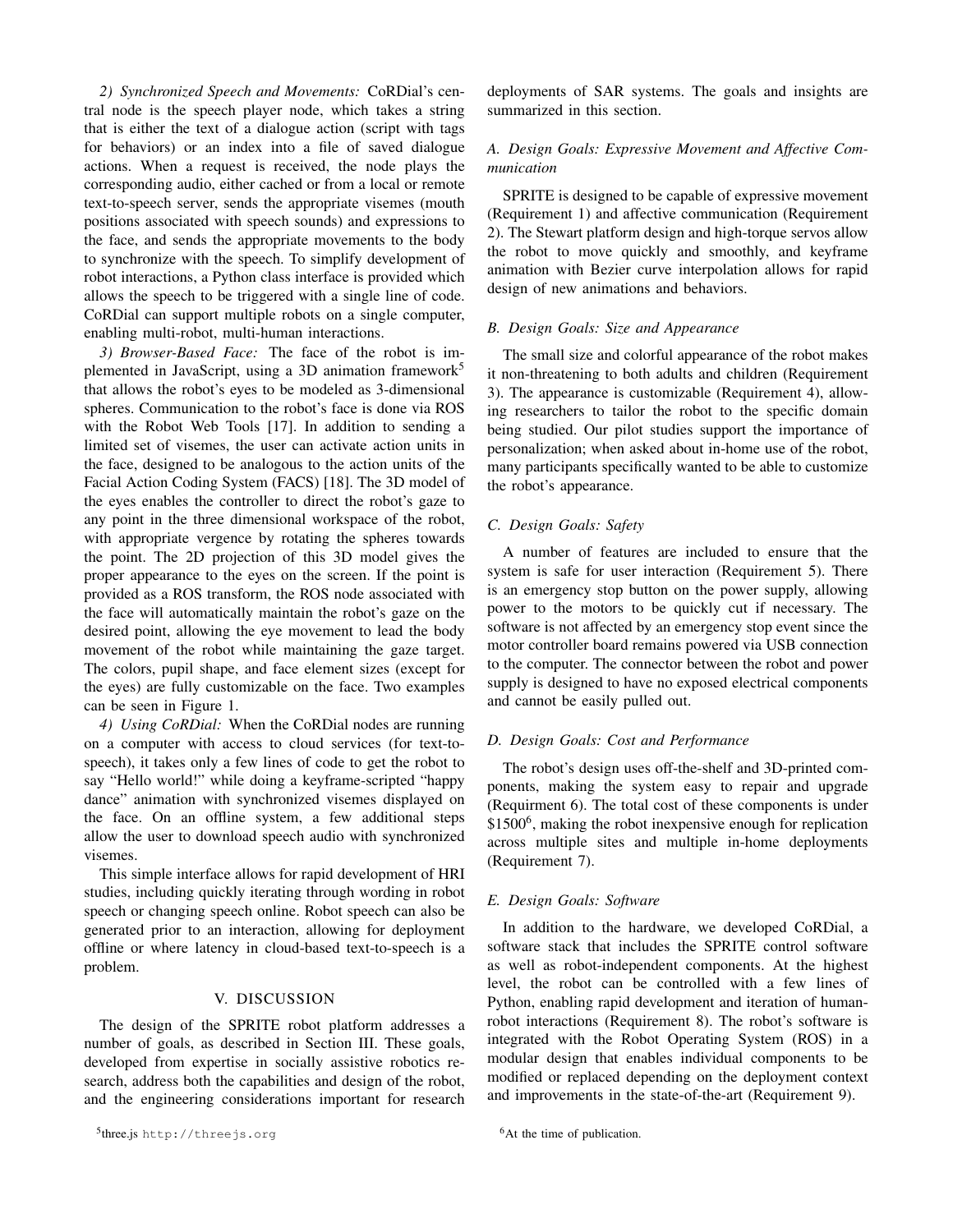*2) Synchronized Speech and Movements:* CoRDial's central node is the speech player node, which takes a string that is either the text of a dialogue action (script with tags for behaviors) or an index into a file of saved dialogue actions. When a request is received, the node plays the corresponding audio, either cached or from a local or remote text-to-speech server, sends the appropriate visemes (mouth positions associated with speech sounds) and expressions to the face, and sends the appropriate movements to the body to synchronize with the speech. To simplify development of robot interactions, a Python class interface is provided which allows the speech to be triggered with a single line of code. CoRDial can support multiple robots on a single computer, enabling multi-robot, multi-human interactions.

*3) Browser-Based Face:* The face of the robot is implemented in JavaScript, using a 3D animation framework[5] that allows the robot's eyes to be modeled as 3-dimensional spheres. Communication to the robot's face is done via ROS with the Robot Web Tools [17]. In addition to sending a limited set of visemes, the user can activate action units in the face, designed to be analogous to the action units of the Facial Action Coding System (FACS) [18]. The 3D model of the eyes enables the controller to direct the robot's gaze to any point in the three dimensional workspace of the robot, with appropriate vergence by rotating the spheres towards the point. The 2D projection of this 3D model gives the proper appearance to the eyes on the screen. If the point is provided as a ROS transform, the ROS node associated with the face will automatically maintain the robot's gaze on the desired point, allowing the eye movement to lead the body movement of the robot while maintaining the gaze target. The colors, pupil shape, and face element sizes (except for the eyes) are fully customizable on the face. Two examples can be seen in Figure 1.

*4) Using CoRDial:* When the CoRDial nodes are running on a computer with access to cloud services (for text-to-speech), it takes only a few lines of code to get the robot to say "Hello world!" while doing a keyframe-scripted "happy dance" animation with synchronized visemes displayed on the face. On an offline system, a few additional steps allow the user to download speech audio with synchronized visemes.

This simple interface allows for rapid development of HRI studies, including quickly iterating through wording in robot speech or changing speech online. Robot speech can also be generated prior to an interaction, allowing for deployment offline or where latency in cloud-based text-to-speech is a problem.

## V. DISCUSSION

The design of the SPRITE robot platform addresses a number of goals, as described in Section III. These goals, developed from expertise in socially assistive robotics research, address both the capabilities and design of the robot, and the engineering considerations important for research deployments of SAR systems. The goals and insights are summarized in this section.

### A. Design Goals: Expressive Movement and Affective Communication

SPRITE is designed to be capable of expressive movement (Requirement 1) and affective communication (Requirement 2). The Stewart platform design and high-torque servos allow the robot to move quickly and smoothly, and keyframe animation with Bezier curve interpolation allows for rapid design of new animations and behaviors.

### B. Design Goals: Size and Appearance

The small size and colorful appearance of the robot makes it non-threatening to both adults and children (Requirement 3). The appearance is customizable (Requirement 4), allowing researchers to tailor the robot to the specific domain being studied. Our pilot studies support the importance of personalization; when asked about in-home use of the robot, many participants specifically wanted to be able to customize the robot's appearance.

### C. Design Goals: Safety

A number of features are included to ensure that the system is safe for user interaction (Requirement 5). There is an emergency stop button on the power supply, allowing power to the motors to be quickly cut if necessary. The software is not affected by an emergency stop event since the motor controller board remains powered via USB connection to the computer. The connector between the robot and power supply is designed to have no exposed electrical components and cannot be easily pulled out.

### D. Design Goals: Cost and Performance

The robot's design uses off-the-shelf and 3D-printed components, making the system easy to repair and upgrade (Requirment 6). The total cost of these components is under \$1500[6], making the robot inexpensive enough for replication across multiple sites and multiple in-home deployments (Requirement 7).

### E. Design Goals: Software

In addition to the hardware, we developed CoRDial, a software stack that includes the SPRITE control software as well as robot-independent components. At the highest level, the robot can be controlled with a few lines of Python, enabling rapid development and iteration of human-robot interactions (Requirement 8). The robot's software is integrated with the Robot Operating System (ROS) in a modular design that enables individual components to be modified or replaced depending on the deployment context and improvements in the state-of-the-art (Requirement 9).

[5]three.js http://threejs.org

[6]At the time of publication.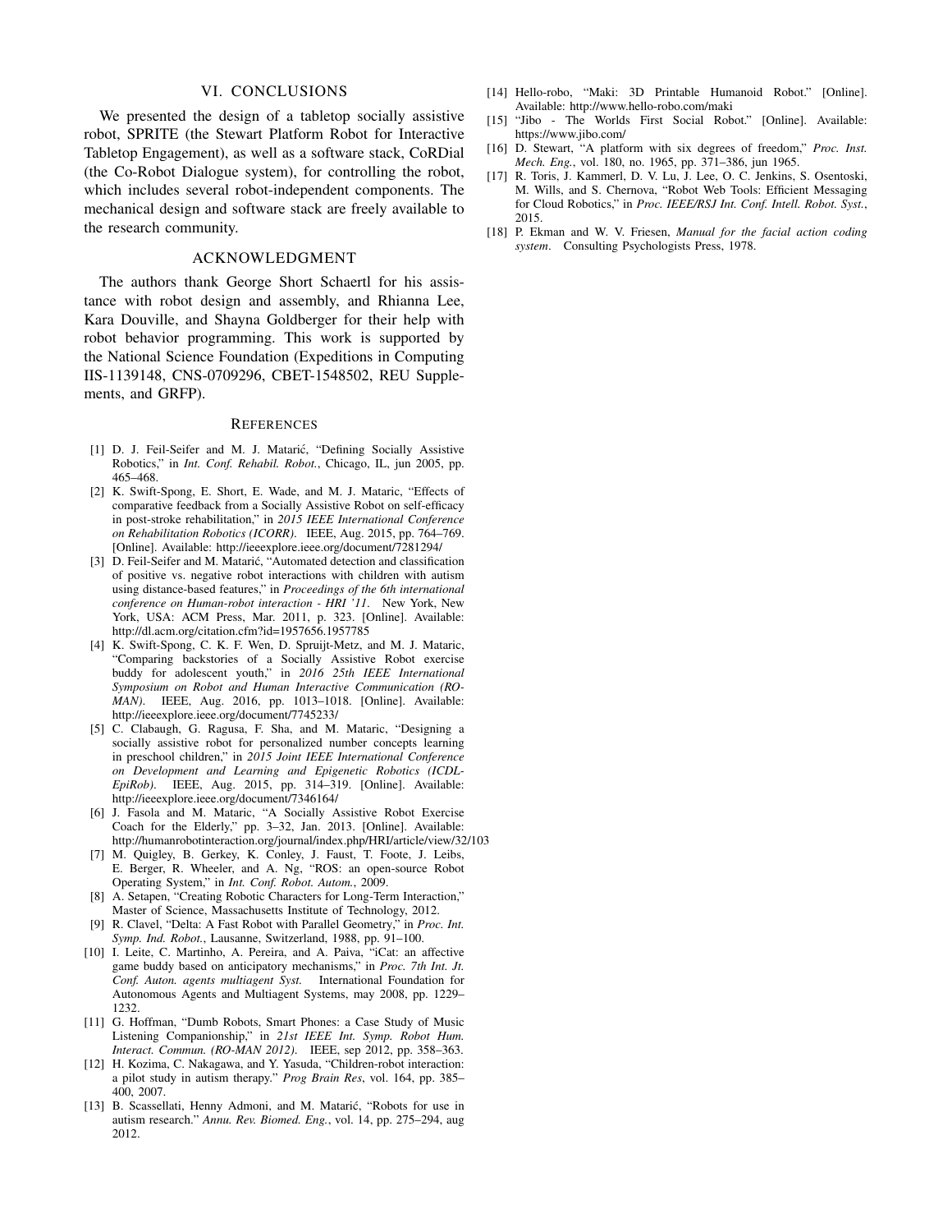## VI. CONCLUSIONS

We presented the design of a tabletop socially assistive robot, SPRITE (the Stewart Platform Robot for Interactive Tabletop Engagement), as well as a software stack, CoRDial (the Co-Robot Dialogue system), for controlling the robot, which includes several robot-independent components. The mechanical design and software stack are freely available to the research community.

## ACKNOWLEDGMENT

The authors thank George Short Schaertl for his assistance with robot design and assembly, and Rhianna Lee, Kara Douville, and Shayna Goldberger for their help with robot behavior programming. This work is supported by the National Science Foundation (Expeditions in Computing IIS-1139148, CNS-0709296, CBET-1548502, REU Supplements, and GRFP).

## REFERENCES

[1] D. J. Feil-Seifer and M. J. Matarić, "Defining Socially Assistive Robotics," in *Int. Conf. Rehabil. Robot.*, Chicago, IL, jun 2005, pp. 465–468.

[2] K. Swift-Spong, E. Short, E. Wade, and M. J. Mataric, "Effects of comparative feedback from a Socially Assistive Robot on self-efficacy in post-stroke rehabilitation," in *2015 IEEE International Conference on Rehabilitation Robotics (ICORR)*. IEEE, Aug. 2015, pp. 764–769. [Online]. Available: http://ieeexplore.ieee.org/document/7281294/

[3] D. Feil-Seifer and M. Matarić, "Automated detection and classification of positive vs. negative robot interactions with children with autism using distance-based features," in *Proceedings of the 6th international conference on Human-robot interaction - HRI '11*. New York, New York, USA: ACM Press, Mar. 2011, p. 323. [Online]. Available: http://dl.acm.org/citation.cfm?id=1957656.1957785

[4] K. Swift-Spong, C. K. F. Wen, D. Spruijt-Metz, and M. J. Mataric, "Comparing backstories of a Socially Assistive Robot exercise buddy for adolescent youth," in *2016 25th IEEE International Symposium on Robot and Human Interactive Communication (RO-MAN)*. IEEE, Aug. 2016, pp. 1013–1018. [Online]. Available: http://ieeexplore.ieee.org/document/7745233/

[5] C. Clabaugh, G. Ragusa, F. Sha, and M. Mataric, "Designing a socially assistive robot for personalized number concepts learning in preschool children," in *2015 Joint IEEE International Conference on Development and Learning and Epigenetic Robotics (ICDL-EpiRob)*. IEEE, Aug. 2015, pp. 314–319. [Online]. Available: http://ieeexplore.ieee.org/document/7346164/

[6] J. Fasola and M. Mataric, "A Socially Assistive Robot Exercise Coach for the Elderly," pp. 3–32, Jan. 2013. [Online]. Available: http://humanrobotinteraction.org/journal/index.php/HRI/article/view/32/103

[7] M. Quigley, B. Gerkey, K. Conley, J. Faust, T. Foote, J. Leibs, E. Berger, R. Wheeler, and A. Ng, "ROS: an open-source Robot Operating System," in *Int. Conf. Robot. Autom.*, 2009.

[8] A. Setapen, "Creating Robotic Characters for Long-Term Interaction," Master of Science, Massachusetts Institute of Technology, 2012.

[9] R. Clavel, "Delta: A Fast Robot with Parallel Geometry," in *Proc. Int. Symp. Ind. Robot.*, Lausanne, Switzerland, 1988, pp. 91–100.

[10] I. Leite, C. Martinho, A. Pereira, and A. Paiva, "iCat: an affective game buddy based on anticipatory mechanisms," in *Proc. 7th Int. Jt. Conf. Auton. agents multiagent Syst.* International Foundation for Autonomous Agents and Multiagent Systems, may 2008, pp. 1229–1232.

[11] G. Hoffman, "Dumb Robots, Smart Phones: a Case Study of Music Listening Companionship," in *21st IEEE Int. Symp. Robot Hum. Interact. Commun. (RO-MAN 2012)*. IEEE, sep 2012, pp. 358–363.

[12] H. Kozima, C. Nakagawa, and Y. Yasuda, "Children-robot interaction: a pilot study in autism therapy." *Prog Brain Res*, vol. 164, pp. 385–400, 2007.

[13] B. Scassellati, Henny Admoni, and M. Matarić, "Robots for use in autism research." *Annu. Rev. Biomed. Eng.*, vol. 14, pp. 275–294, aug 2012.

[14] Hello-robo, "Maki: 3D Printable Humanoid Robot." [Online]. Available: http://www.hello-robo.com/maki

[15] "Jibo - The Worlds First Social Robot." [Online]. Available: https://www.jibo.com/

[16] D. Stewart, "A platform with six degrees of freedom," *Proc. Inst. Mech. Eng.*, vol. 180, no. 1965, pp. 371–386, jun 1965.

[17] R. Toris, J. Kammerl, D. V. Lu, J. Lee, O. C. Jenkins, S. Osentoski, M. Wills, and S. Chernova, "Robot Web Tools: Efficient Messaging for Cloud Robotics," in *Proc. IEEE/RSJ Int. Conf. Intell. Robot. Syst.*, 2015.

[18] P. Ekman and W. V. Friesen, *Manual for the facial action coding system*. Consulting Psychologists Press, 1978.